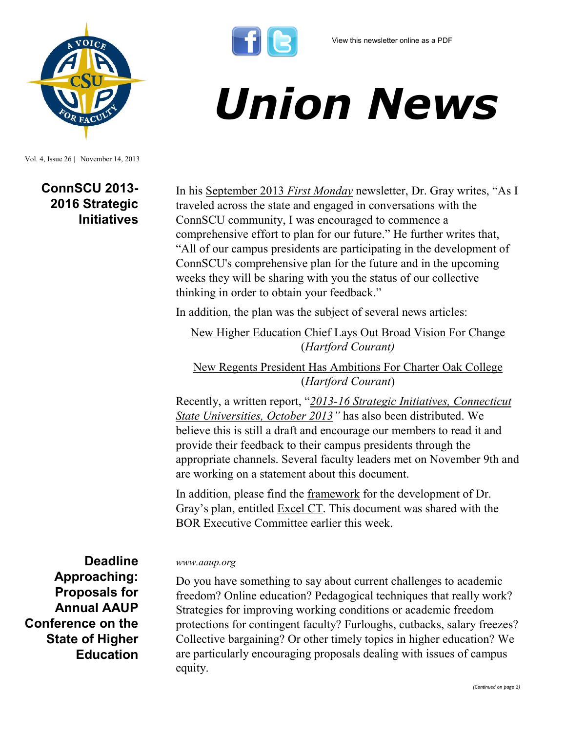View this newsletter online as a PDF

# Union News

Vol. 4, Issue 26 | November 14, 2013

## ConnSCU 2013-2016 Strategic Initiatives

In his September 2013 *First Monday* newsletter, Dr. Gray writes, “As I traveled across the state and engaged in conversations with the ConnSCU community, I was encouraged to commence a comprehensive effort to plan for our future.” He further writes that, “All of our campus presidents are participating in the development of ConnSCU's comprehensive plan for the future and in the upcoming weeks they will be sharing with you the status of our collective thinking in order to obtain your feedback.”

In addition, the plan was the subject of several news articles:

New Higher Education Chief Lays Out Broad Vision For Change (*Hartford Courant)*

New Regents President Has Ambitions For Charter Oak College (*Hartford Courant*)

Recently, a written report, “*2013-16 Strategic Initiatives, Connecticut State Universities, October 2013”* has also been distributed. We believe this is still a draft and encourage our members to read it and provide their feedback to their campus presidents through the appropriate channels. Several faculty leaders met on November 9th and are working on a statement about this document.

In addition, please find the framework for the development of Dr. Gray’s plan, entitled Excel CT. This document was shared with the BOR Executive Committee earlier this week.

## Deadline Approaching: Proposals for Annual AAUP Conference on the State of Higher Education

*www.aaup.org*

Do you have something to say about current challenges to academic freedom? Online education? Pedagogical techniques that really work? Strategies for improving working conditions or academic freedom protections for contingent faculty? Furloughs, cutbacks, salary freezes? Collective bargaining? Or other timely topics in higher education? We are particularly encouraging proposals dealing with issues of campus equity.

*(Continued on page 2)*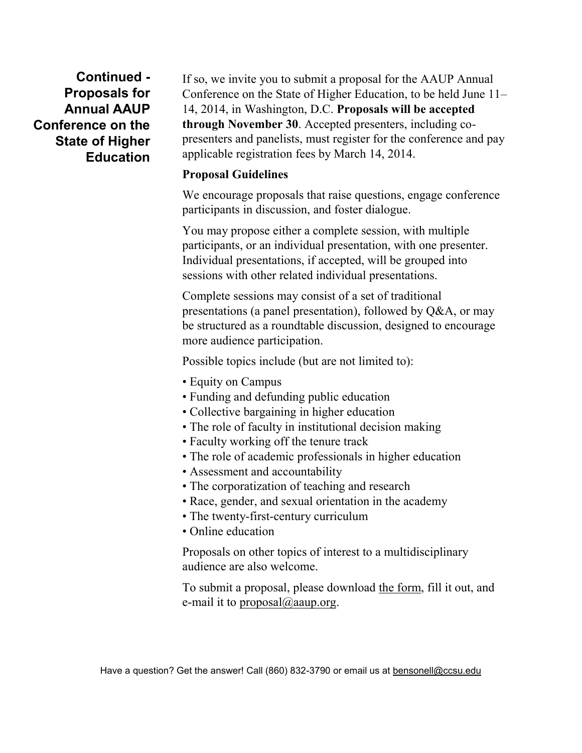## Continued - Proposals for Annual AAUP Conference on the State of Higher Education

If so, we invite you to submit a proposal for the AAUP Annual Conference on the State of Higher Education, to be held June 11–14, 2014, in Washington, D.C. **Proposals will be accepted through November 30**. Accepted presenters, including co-presenters and panelists, must register for the conference and pay applicable registration fees by March 14, 2014.

**Proposal Guidelines**

We encourage proposals that raise questions, engage conference participants in discussion, and foster dialogue.

You may propose either a complete session, with multiple participants, or an individual presentation, with one presenter. Individual presentations, if accepted, will be grouped into sessions with other related individual presentations.

Complete sessions may consist of a set of traditional presentations (a panel presentation), followed by Q&A, or may be structured as a roundtable discussion, designed to encourage more audience participation.

Possible topics include (but are not limited to):

- Equity on Campus
- Funding and defunding public education
- Collective bargaining in higher education
- The role of faculty in institutional decision making
- Faculty working off the tenure track
- The role of academic professionals in higher education
- Assessment and accountability
- The corporatization of teaching and research
- Race, gender, and sexual orientation in the academy
- The twenty-first-century curriculum
- Online education

Proposals on other topics of interest to a multidisciplinary audience are also welcome.

To submit a proposal, please download the form, fill it out, and e-mail it to proposal@aaup.org.

Have a question? Get the answer! Call (860) 832-3790 or email us at bensonell@ccsu.edu